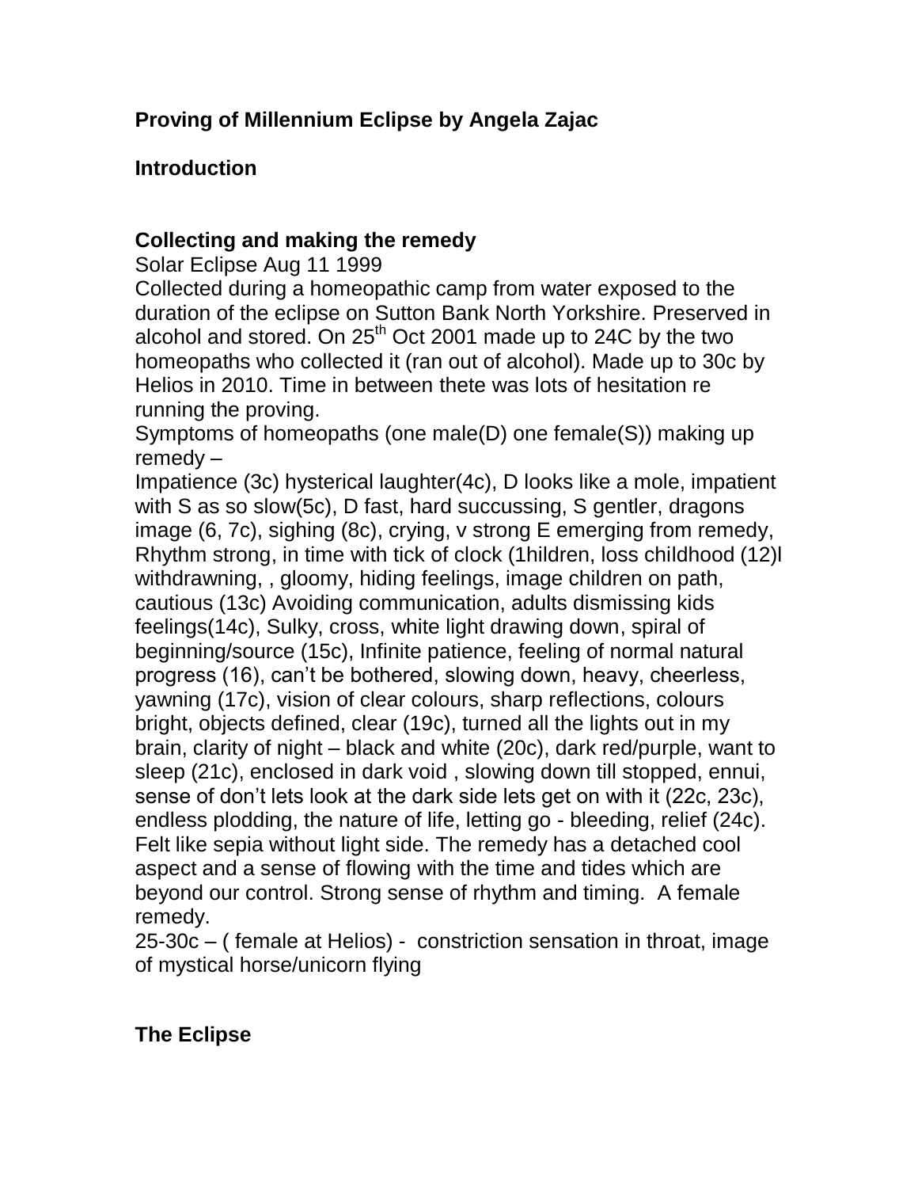## Proving of Millennium Eclipse by Angela Zajac

## Introduction

## Collecting and making the remedy

Solar Eclipse Aug 11 1999

Collected during a homeopathic camp from water exposed to the duration of the eclipse on Sutton Bank North Yorkshire. Preserved in alcohol and stored. On 25th Oct 2001 made up to 24C by the two homeopaths who collected it (ran out of alcohol). Made up to 30c by Helios in 2010. Time in between thete was lots of hesitation re running the proving.

Symptoms of homeopaths (one male(D) one female(S)) making up remedy –

Impatience (3c) hysterical laughter(4c), D looks like a mole, impatient with S as so slow(5c), D fast, hard succussing, S gentler, dragons image (6, 7c), sighing (8c), crying, v strong E emerging from remedy, Rhythm strong, in time with tick of clock (1hildren, loss childhood (12)l withdrawning, , gloomy, hiding feelings, image children on path, cautious (13c) Avoiding communication, adults dismissing kids feelings(14c), Sulky, cross, white light drawing down, spiral of beginning/source (15c), Infinite patience, feeling of normal natural progress (16), can't be bothered, slowing down, heavy, cheerless, yawning (17c), vision of clear colours, sharp reflections, colours bright, objects defined, clear (19c), turned all the lights out in my brain, clarity of night – black and white (20c), dark red/purple, want to sleep (21c), enclosed in dark void , slowing down till stopped, ennui, sense of don't lets look at the dark side lets get on with it (22c, 23c), endless plodding, the nature of life, letting go - bleeding, relief (24c). Felt like sepia without light side. The remedy has a detached cool aspect and a sense of flowing with the time and tides which are beyond our control. Strong sense of rhythm and timing. A female remedy.

25-30c – ( female at Helios) - constriction sensation in throat, image of mystical horse/unicorn flying

## The Eclipse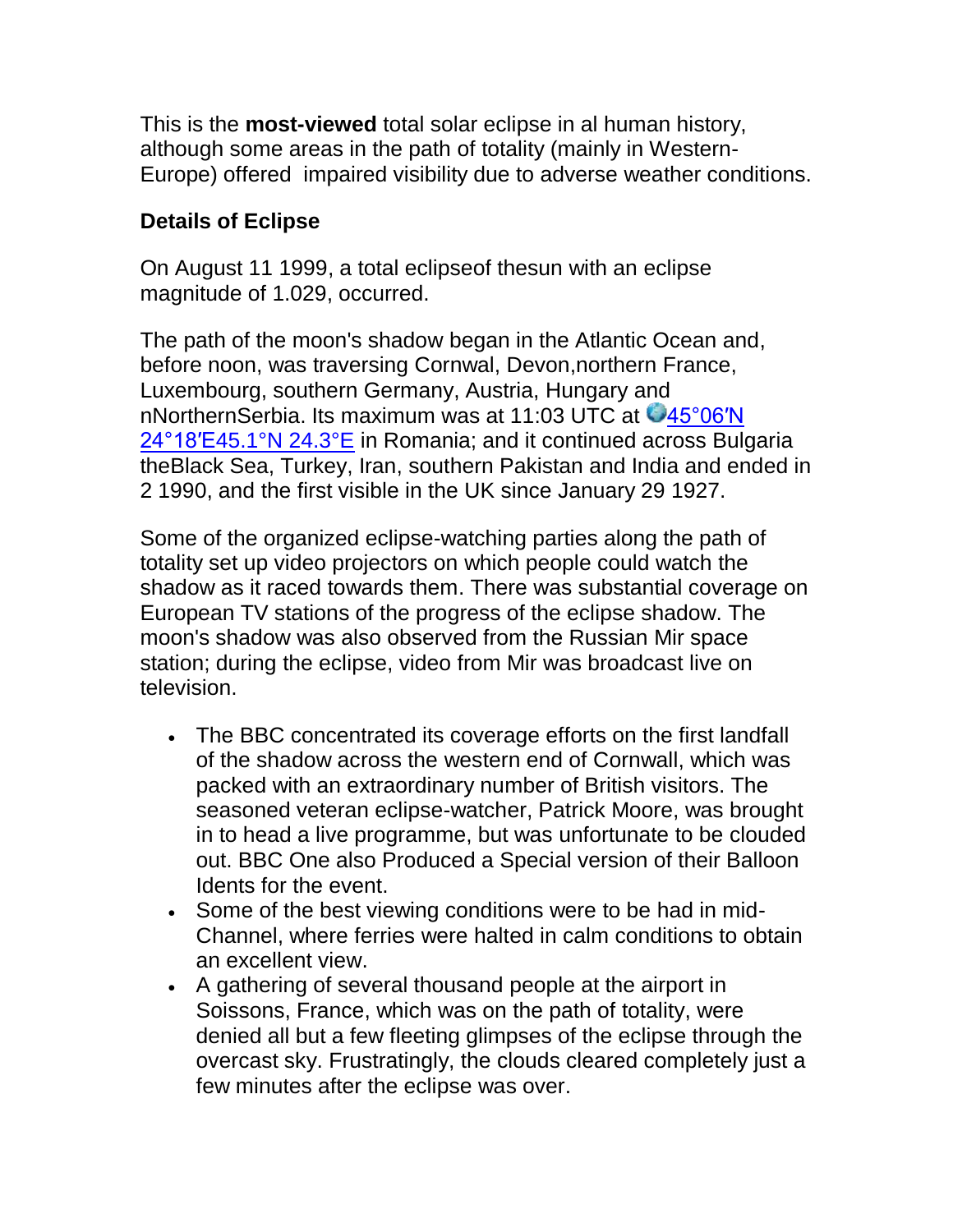This is the **most-viewed** total solar eclipse in al human history, although some areas in the path of totality (mainly in Western-Europe) offered impaired visibility due to adverse weather conditions.

**Details of Eclipse**

On August 11 1999, a total eclipseof thesun with an eclipse magnitude of 1.029, occurred.

The path of the moon's shadow began in the Atlantic Ocean and, before noon, was traversing Cornwal, Devon,northern France, Luxembourg, southern Germany, Austria, Hungary and nNorthernSerbia. Its maximum was at 11:03 UTC at 45°06′N 24°18′E45.1°N 24.3°E in Romania; and it continued across Bulgaria theBlack Sea, Turkey, Iran, southern Pakistan and India and ended in 2 1990, and the first visible in the UK since January 29 1927.

Some of the organized eclipse-watching parties along the path of totality set up video projectors on which people could watch the shadow as it raced towards them. There was substantial coverage on European TV stations of the progress of the eclipse shadow. The moon's shadow was also observed from the Russian Mir space station; during the eclipse, video from Mir was broadcast live on television.

- The BBC concentrated its coverage efforts on the first landfall of the shadow across the western end of Cornwall, which was packed with an extraordinary number of British visitors. The seasoned veteran eclipse-watcher, Patrick Moore, was brought in to head a live programme, but was unfortunate to be clouded out. BBC One also Produced a Special version of their Balloon Idents for the event.
- Some of the best viewing conditions were to be had in mid-Channel, where ferries were halted in calm conditions to obtain an excellent view.
- A gathering of several thousand people at the airport in Soissons, France, which was on the path of totality, were denied all but a few fleeting glimpses of the eclipse through the overcast sky. Frustratingly, the clouds cleared completely just a few minutes after the eclipse was over.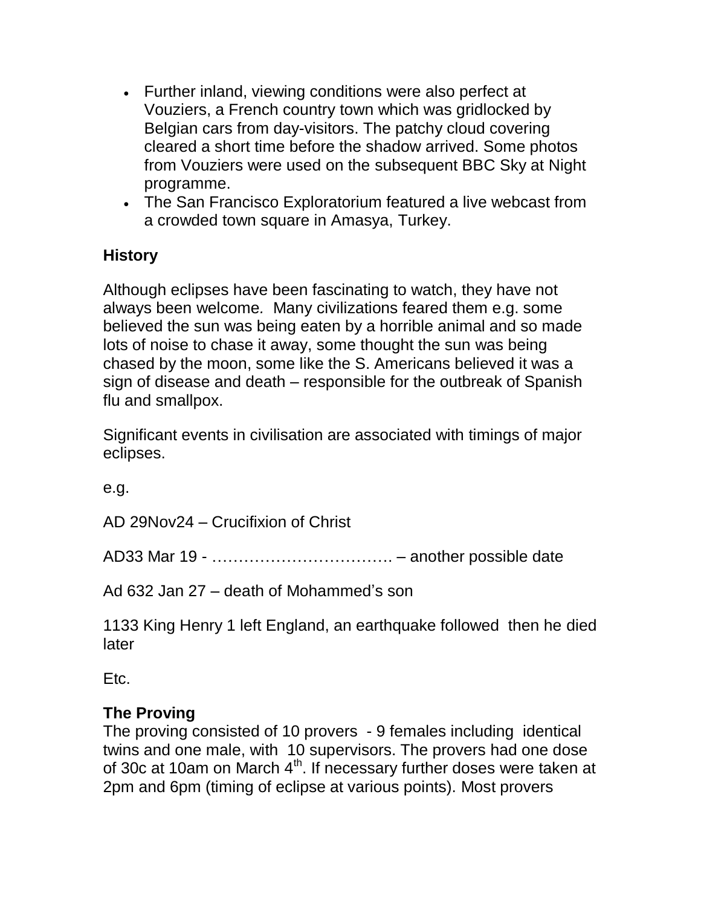- Further inland, viewing conditions were also perfect at Vouziers, a French country town which was gridlocked by Belgian cars from day-visitors. The patchy cloud covering cleared a short time before the shadow arrived. Some photos from Vouziers were used on the subsequent BBC Sky at Night programme.
- The San Francisco Exploratorium featured a live webcast from a crowded town square in Amasya, Turkey.

## History

Although eclipses have been fascinating to watch, they have not always been welcome. Many civilizations feared them e.g. some believed the sun was being eaten by a horrible animal and so made lots of noise to chase it away, some thought the sun was being chased by the moon, some like the S. Americans believed it was a sign of disease and death – responsible for the outbreak of Spanish flu and smallpox.

Significant events in civilisation are associated with timings of major eclipses.

e.g.

AD 29Nov24 – Crucifixion of Christ

AD33 Mar 19 - ……………………………. – another possible date

Ad 632 Jan 27 – death of Mohammed's son

1133 King Henry 1 left England, an earthquake followed then he died later

Etc.

## The Proving

The proving consisted of 10 provers - 9 females including identical twins and one male, with 10 supervisors. The provers had one dose of 30c at 10am on March 4th. If necessary further doses were taken at 2pm and 6pm (timing of eclipse at various points). Most provers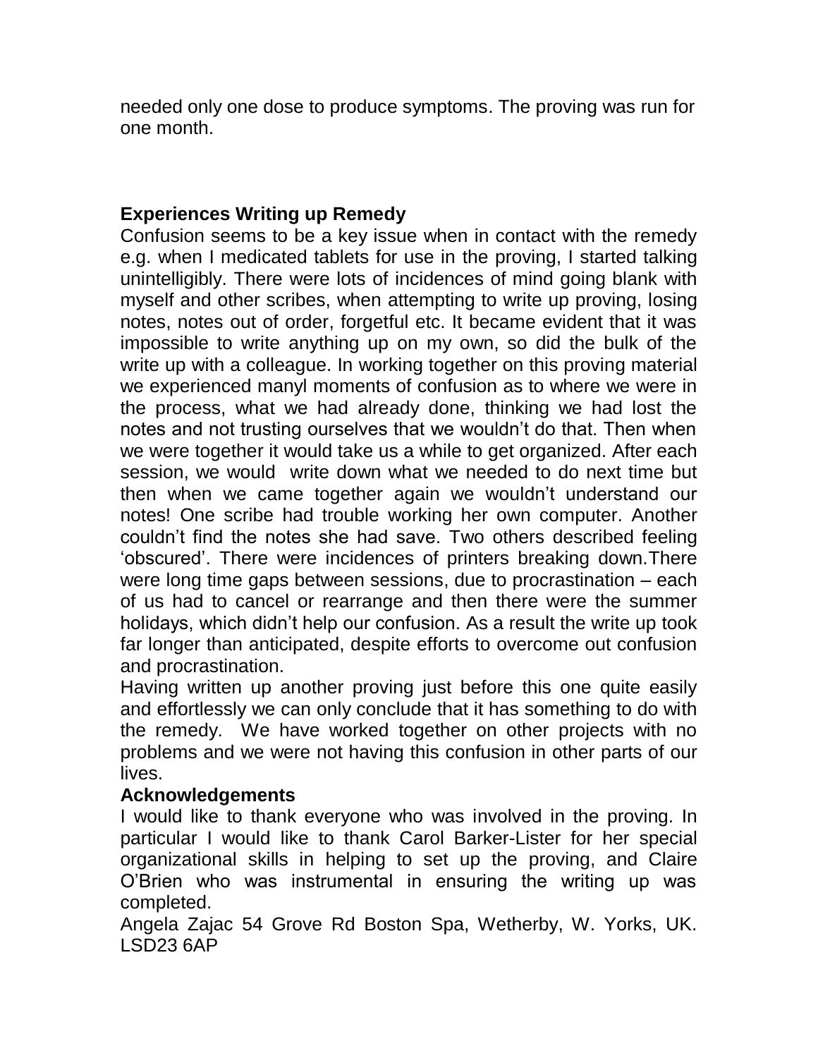needed only one dose to produce symptoms. The proving was run for one month.

## Experiences Writing up Remedy

Confusion seems to be a key issue when in contact with the remedy e.g. when I medicated tablets for use in the proving, I started talking unintelligibly. There were lots of incidences of mind going blank with myself and other scribes, when attempting to write up proving, losing notes, notes out of order, forgetful etc. It became evident that it was impossible to write anything up on my own, so did the bulk of the write up with a colleague. In working together on this proving material we experienced manyl moments of confusion as to where we were in the process, what we had already done, thinking we had lost the notes and not trusting ourselves that we wouldn't do that. Then when we were together it would take us a while to get organized. After each session, we would write down what we needed to do next time but then when we came together again we wouldn't understand our notes! One scribe had trouble working her own computer. Another couldn't find the notes she had save. Two others described feeling 'obscured'. There were incidences of printers breaking down.There were long time gaps between sessions, due to procrastination – each of us had to cancel or rearrange and then there were the summer holidays, which didn't help our confusion. As a result the write up took far longer than anticipated, despite efforts to overcome out confusion and procrastination.

Having written up another proving just before this one quite easily and effortlessly we can only conclude that it has something to do with the remedy. We have worked together on other projects with no problems and we were not having this confusion in other parts of our lives.

## Acknowledgements

I would like to thank everyone who was involved in the proving. In particular I would like to thank Carol Barker-Lister for her special organizational skills in helping to set up the proving, and Claire O'Brien who was instrumental in ensuring the writing up was completed.

Angela Zajac 54 Grove Rd Boston Spa, Wetherby, W. Yorks, UK. LSD23 6AP